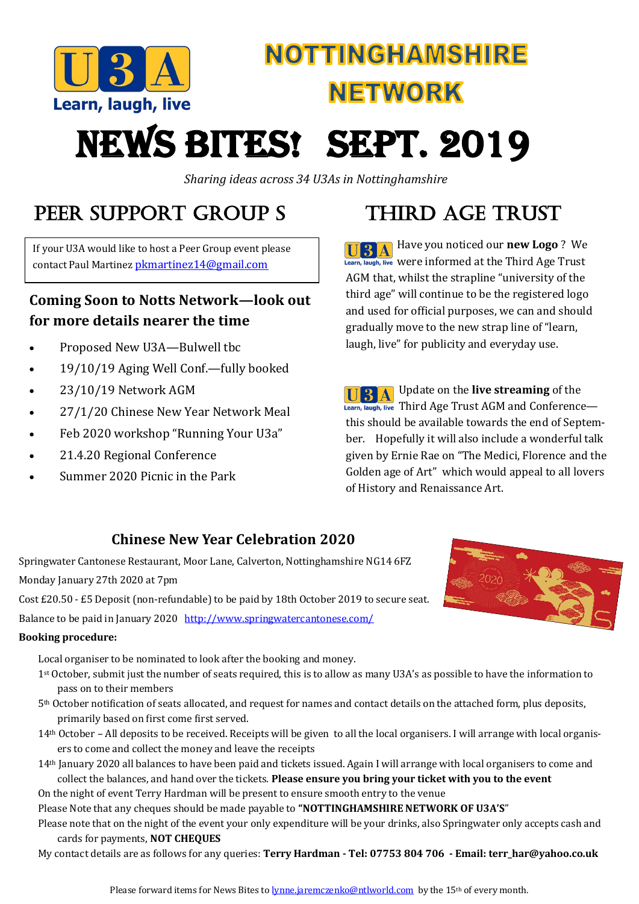# NOTTINGHAMSHIRE NETWORK

# NEWS BITES! SEPT. 2019

*Sharing ideas across 34 U3As in Nottinghamshire*

## PEER SUPPORT GROUP S

If your U3A would like to host a Peer Group event please contact Paul Martinez pkmartinez14@gmail.com

### Coming Soon to Notts Network—look out for more details nearer the time

- Proposed New U3A—Bulwell tbc
- 19/10/19 Aging Well Conf.—fully booked
- 23/10/19 Network AGM
- 27/1/20 Chinese New Year Network Meal
- Feb 2020 workshop "Running Your U3a"
- 21.4.20 Regional Conference
- Summer 2020 Picnic in the Park

## THIRD AGE TRUST

Have you noticed our **new Logo** ? We were informed at the Third Age Trust AGM that, whilst the strapline "university of the third age" will continue to be the registered logo and used for official purposes, we can and should gradually move to the new strap line of "learn, laugh, live" for publicity and everyday use.

Update on the **live streaming** of the Third Age Trust AGM and Conference—this should be available towards the end of September. Hopefully it will also include a wonderful talk given by Ernie Rae on "The Medici, Florence and the Golden age of Art" which would appeal to all lovers of History and Renaissance Art.

### Chinese New Year Celebration 2020

Springwater Cantonese Restaurant, Moor Lane, Calverton, Nottinghamshire NG14 6FZ

Monday January 27th 2020 at 7pm

Cost £20.50 - £5 Deposit (non-refundable) to be paid by 18th October 2019 to secure seat.

Balance to be paid in January 2020 http://www.springwatercantonese.com/

**Booking procedure:**

Local organiser to be nominated to look after the booking and money.

1st October, submit just the number of seats required, this is to allow as many U3A's as possible to have the information to pass on to their members

5th October notification of seats allocated, and request for names and contact details on the attached form, plus deposits, primarily based on first come first served.

14th October – All deposits to be received. Receipts will be given to all the local organisers. I will arrange with local organisers to come and collect the money and leave the receipts

14th January 2020 all balances to have been paid and tickets issued. Again I will arrange with local organisers to come and collect the balances, and hand over the tickets. **Please ensure you bring your ticket with you to the event**

On the night of event Terry Hardman will be present to ensure smooth entry to the venue

Please Note that any cheques should be made payable to **"NOTTINGHAMSHIRE NETWORK OF U3A'S"**

Please note that on the night of the event your only expenditure will be your drinks, also Springwater only accepts cash and cards for payments, **NOT CHEQUES**

My contact details are as follows for any queries: **Terry Hardman - Tel: 07753 804 706 - Email: terr_har@yahoo.co.uk**

Please forward items for News Bites to lynne.jaremczenko@ntlworld.com by the 15th of every month.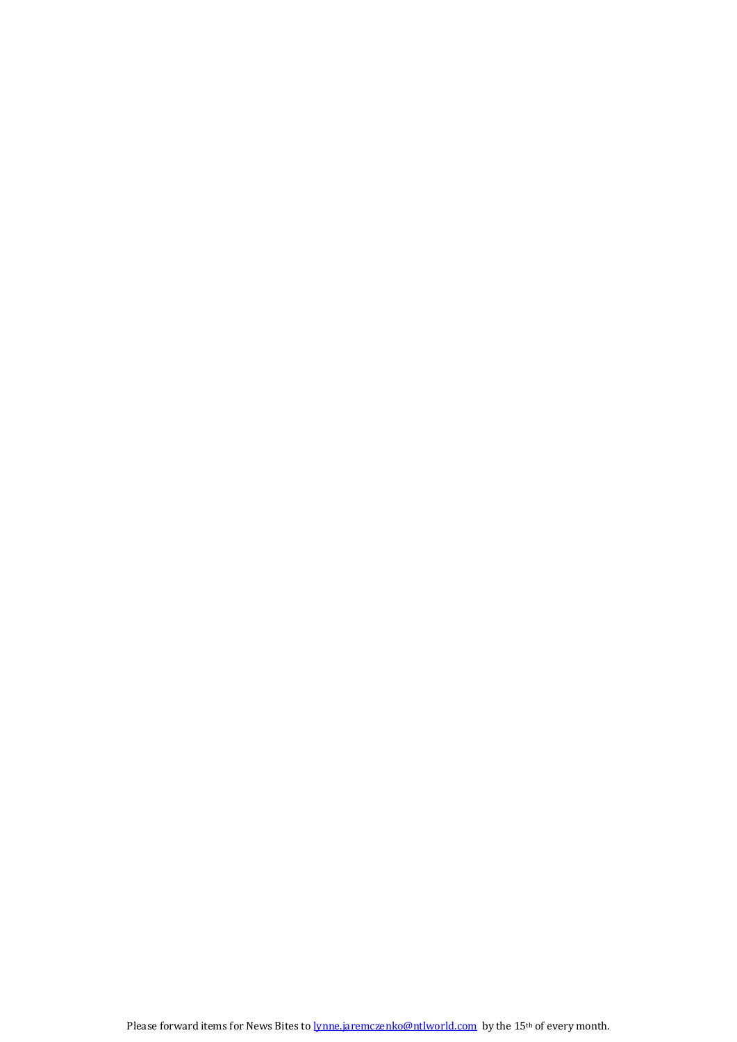Please forward items for News Bites to lynne.jaremczenko@ntlworld.com by the 15th of every month.